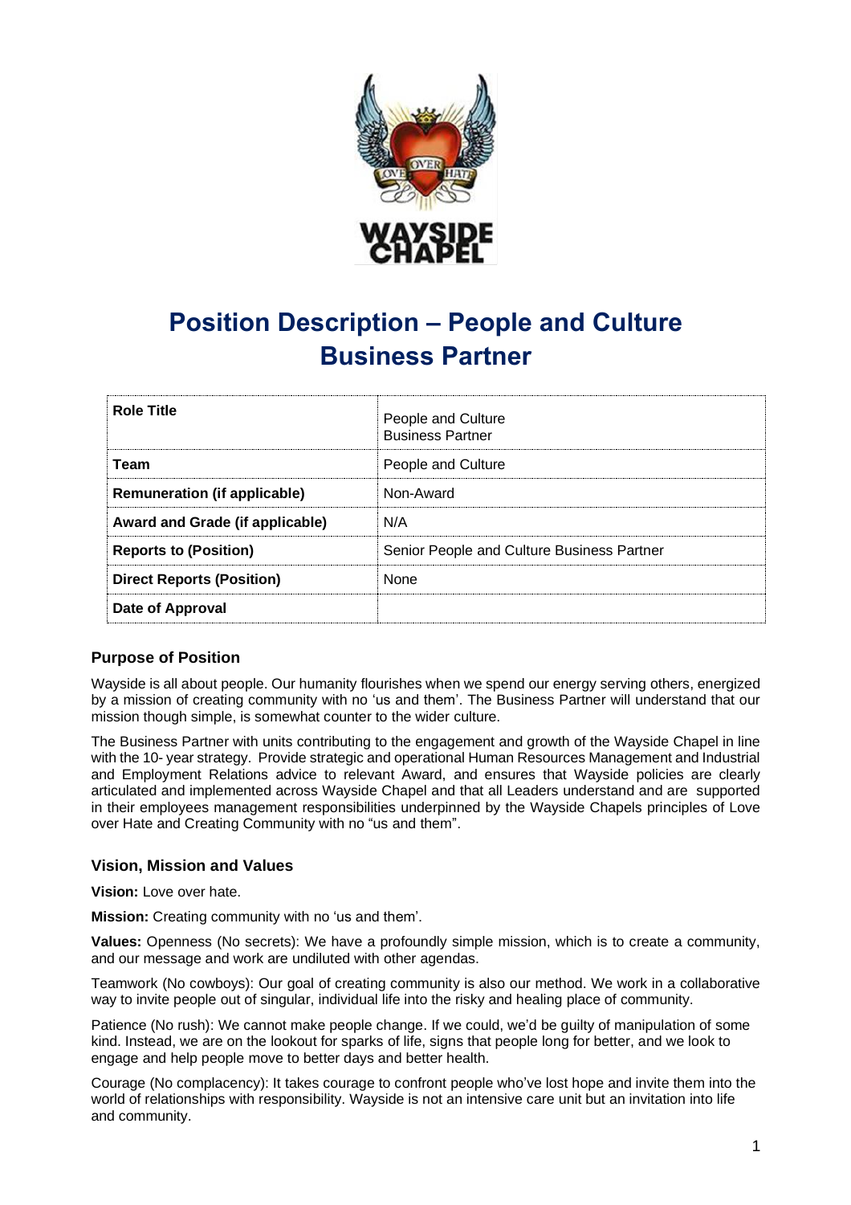# Position Description – People and Culture Business Partner

| Role Title | People and Culture Business Partner |
|---|---|
| Team | People and Culture |
| Remuneration (if applicable) | Non-Award |
| Award and Grade (if applicable) | N/A |
| Reports to (Position) | Senior People and Culture Business Partner |
| Direct Reports (Position) | None |
| Date of Approval | |

### Purpose of Position

Wayside is all about people. Our humanity flourishes when we spend our energy serving others, energized by a mission of creating community with no 'us and them'. The Business Partner will understand that our mission though simple, is somewhat counter to the wider culture.

The Business Partner with units contributing to the engagement and growth of the Wayside Chapel in line with the 10- year strategy. Provide strategic and operational Human Resources Management and Industrial and Employment Relations advice to relevant Award, and ensures that Wayside policies are clearly articulated and implemented across Wayside Chapel and that all Leaders understand and are supported in their employees management responsibilities underpinned by the Wayside Chapels principles of Love over Hate and Creating Community with no "us and them".

### Vision, Mission and Values

**Vision:** Love over hate.

**Mission:** Creating community with no 'us and them'.

**Values:** Openness (No secrets): We have a profoundly simple mission, which is to create a community, and our message and work are undiluted with other agendas.

Teamwork (No cowboys): Our goal of creating community is also our method. We work in a collaborative way to invite people out of singular, individual life into the risky and healing place of community.

Patience (No rush): We cannot make people change. If we could, we'd be guilty of manipulation of some kind. Instead, we are on the lookout for sparks of life, signs that people long for better, and we look to engage and help people move to better days and better health.

Courage (No complacency): It takes courage to confront people who've lost hope and invite them into the world of relationships with responsibility. Wayside is not an intensive care unit but an invitation into life and community.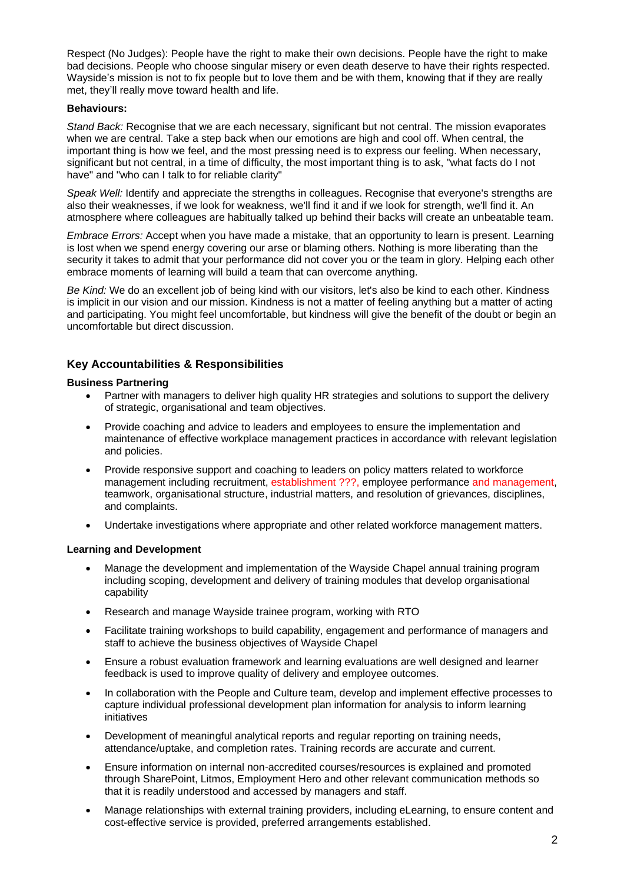Respect (No Judges): People have the right to make their own decisions. People have the right to make bad decisions. People who choose singular misery or even death deserve to have their rights respected. Wayside's mission is not to fix people but to love them and be with them, knowing that if they are really met, they'll really move toward health and life.

**Behaviours:**

*Stand Back:* Recognise that we are each necessary, significant but not central. The mission evaporates when we are central. Take a step back when our emotions are high and cool off. When central, the important thing is how we feel, and the most pressing need is to express our feeling. When necessary, significant but not central, in a time of difficulty, the most important thing is to ask, "what facts do I not have" and "who can I talk to for reliable clarity"

*Speak Well:* Identify and appreciate the strengths in colleagues. Recognise that everyone's strengths are also their weaknesses, if we look for weakness, we'll find it and if we look for strength, we'll find it. An atmosphere where colleagues are habitually talked up behind their backs will create an unbeatable team.

*Embrace Errors:* Accept when you have made a mistake, that an opportunity to learn is present. Learning is lost when we spend energy covering our arse or blaming others. Nothing is more liberating than the security it takes to admit that your performance did not cover you or the team in glory. Helping each other embrace moments of learning will build a team that can overcome anything.

*Be Kind:* We do an excellent job of being kind with our visitors, let's also be kind to each other. Kindness is implicit in our vision and our mission. Kindness is not a matter of feeling anything but a matter of acting and participating. You might feel uncomfortable, but kindness will give the benefit of the doubt or begin an uncomfortable but direct discussion.

## Key Accountabilities & Responsibilities

**Business Partnering**

- Partner with managers to deliver high quality HR strategies and solutions to support the delivery of strategic, organisational and team objectives.
- Provide coaching and advice to leaders and employees to ensure the implementation and maintenance of effective workplace management practices in accordance with relevant legislation and policies.
- Provide responsive support and coaching to leaders on policy matters related to workforce management including recruitment, establishment ???, employee performance and management, teamwork, organisational structure, industrial matters, and resolution of grievances, disciplines, and complaints.
- Undertake investigations where appropriate and other related workforce management matters.

**Learning and Development**

- Manage the development and implementation of the Wayside Chapel annual training program including scoping, development and delivery of training modules that develop organisational capability
- Research and manage Wayside trainee program, working with RTO
- Facilitate training workshops to build capability, engagement and performance of managers and staff to achieve the business objectives of Wayside Chapel
- Ensure a robust evaluation framework and learning evaluations are well designed and learner feedback is used to improve quality of delivery and employee outcomes.
- In collaboration with the People and Culture team, develop and implement effective processes to capture individual professional development plan information for analysis to inform learning initiatives
- Development of meaningful analytical reports and regular reporting on training needs, attendance/uptake, and completion rates. Training records are accurate and current.
- Ensure information on internal non-accredited courses/resources is explained and promoted through SharePoint, Litmos, Employment Hero and other relevant communication methods so that it is readily understood and accessed by managers and staff.
- Manage relationships with external training providers, including eLearning, to ensure content and cost-effective service is provided, preferred arrangements established.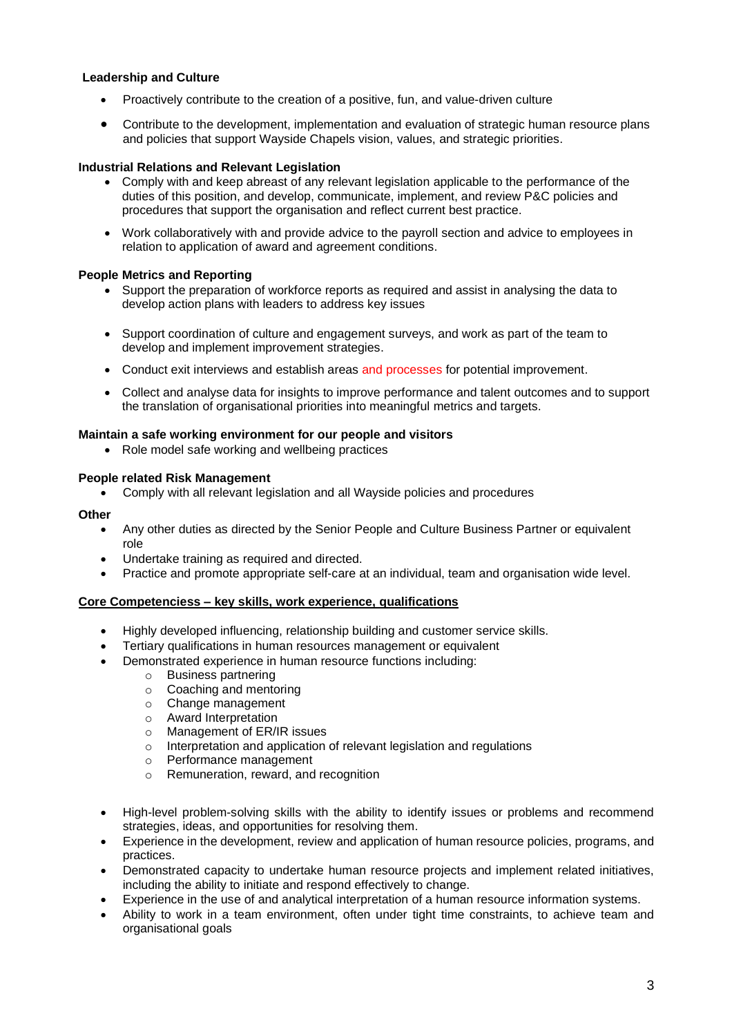**Leadership and Culture**

- Proactively contribute to the creation of a positive, fun, and value-driven culture
- Contribute to the development, implementation and evaluation of strategic human resource plans and policies that support Wayside Chapels vision, values, and strategic priorities.

**Industrial Relations and Relevant Legislation**

- Comply with and keep abreast of any relevant legislation applicable to the performance of the duties of this position, and develop, communicate, implement, and review P&C policies and procedures that support the organisation and reflect current best practice.
- Work collaboratively with and provide advice to the payroll section and advice to employees in relation to application of award and agreement conditions.

**People Metrics and Reporting**

- Support the preparation of workforce reports as required and assist in analysing the data to develop action plans with leaders to address key issues
- Support coordination of culture and engagement surveys, and work as part of the team to develop and implement improvement strategies.
- Conduct exit interviews and establish areas and processes for potential improvement.
- Collect and analyse data for insights to improve performance and talent outcomes and to support the translation of organisational priorities into meaningful metrics and targets.

**Maintain a safe working environment for our people and visitors**

- Role model safe working and wellbeing practices

**People related Risk Management**

- Comply with all relevant legislation and all Wayside policies and procedures

**Other**

- Any other duties as directed by the Senior People and Culture Business Partner or equivalent role
- Undertake training as required and directed.
- Practice and promote appropriate self-care at an individual, team and organisation wide level.

**Core Competenciess – key skills, work experience, qualifications**

- Highly developed influencing, relationship building and customer service skills.
- Tertiary qualifications in human resources management or equivalent
- Demonstrated experience in human resource functions including:
  - Business partnering
  - Coaching and mentoring
  - Change management
  - Award Interpretation
  - Management of ER/IR issues
  - Interpretation and application of relevant legislation and regulations
  - Performance management
  - Remuneration, reward, and recognition
- High-level problem-solving skills with the ability to identify issues or problems and recommend strategies, ideas, and opportunities for resolving them.
- Experience in the development, review and application of human resource policies, programs, and practices.
- Demonstrated capacity to undertake human resource projects and implement related initiatives, including the ability to initiate and respond effectively to change.
- Experience in the use of and analytical interpretation of a human resource information systems.
- Ability to work in a team environment, often under tight time constraints, to achieve team and organisational goals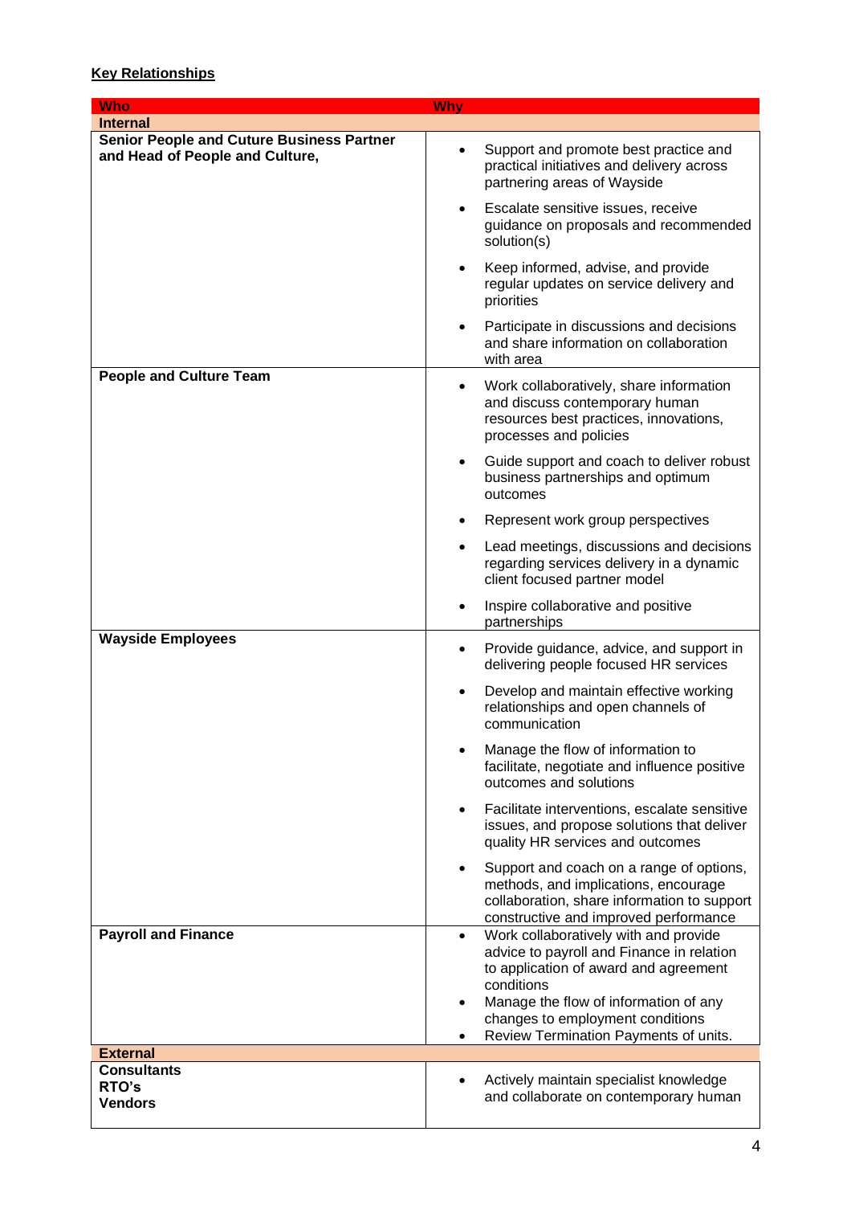**Key Relationships**

| Who | Why |
| --- | --- |
| **Internal** | |
| **Senior People and Cuture Business Partner and Head of People and Culture,** | • Support and promote best practice and practical initiatives and delivery across partnering areas of Wayside<br>• Escalate sensitive issues, receive guidance on proposals and recommended solution(s)<br>• Keep informed, advise, and provide regular updates on service delivery and priorities<br>• Participate in discussions and decisions and share information on collaboration with area |
| **People and Culture Team** | • Work collaboratively, share information and discuss contemporary human resources best practices, innovations, processes and policies<br>• Guide support and coach to deliver robust business partnerships and optimum outcomes<br>• Represent work group perspectives<br>• Lead meetings, discussions and decisions regarding services delivery in a dynamic client focused partner model<br>• Inspire collaborative and positive partnerships |
| **Wayside Employees** | • Provide guidance, advice, and support in delivering people focused HR services<br>• Develop and maintain effective working relationships and open channels of communication<br>• Manage the flow of information to facilitate, negotiate and influence positive outcomes and solutions<br>• Facilitate interventions, escalate sensitive issues, and propose solutions that deliver quality HR services and outcomes<br>• Support and coach on a range of options, methods, and implications, encourage collaboration, share information to support constructive and improved performance |
| **Payroll and Finance** | • Work collaboratively with and provide advice to payroll and Finance in relation to application of award and agreement conditions<br>• Manage the flow of information of any changes to employment conditions<br>• Review Termination Payments of units. |
| **External** | |
| **Consultants**<br>**RTO's**<br>**Vendors** | • Actively maintain specialist knowledge and collaborate on contemporary human |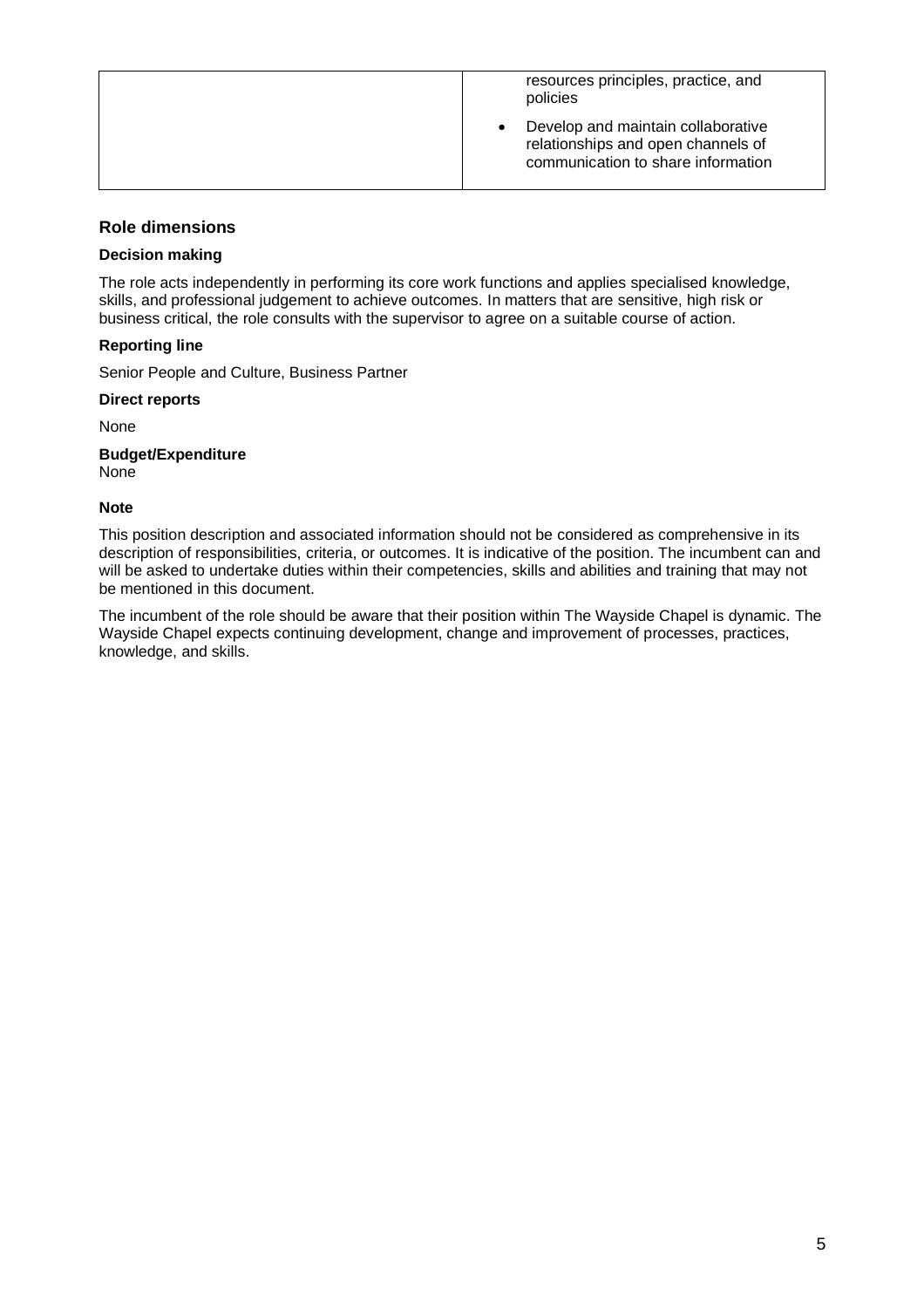| | |
|---|---|
| | resources principles, practice, and policies<br>• Develop and maintain collaborative relationships and open channels of communication to share information |

## Role dimensions

**Decision making**

The role acts independently in performing its core work functions and applies specialised knowledge, skills, and professional judgement to achieve outcomes. In matters that are sensitive, high risk or business critical, the role consults with the supervisor to agree on a suitable course of action.

**Reporting line**

Senior People and Culture, Business Partner

**Direct reports**

None

**Budget/Expenditure**

None

**Note**

This position description and associated information should not be considered as comprehensive in its description of responsibilities, criteria, or outcomes. It is indicative of the position. The incumbent can and will be asked to undertake duties within their competencies, skills and abilities and training that may not be mentioned in this document.

The incumbent of the role should be aware that their position within The Wayside Chapel is dynamic. The Wayside Chapel expects continuing development, change and improvement of processes, practices, knowledge, and skills.